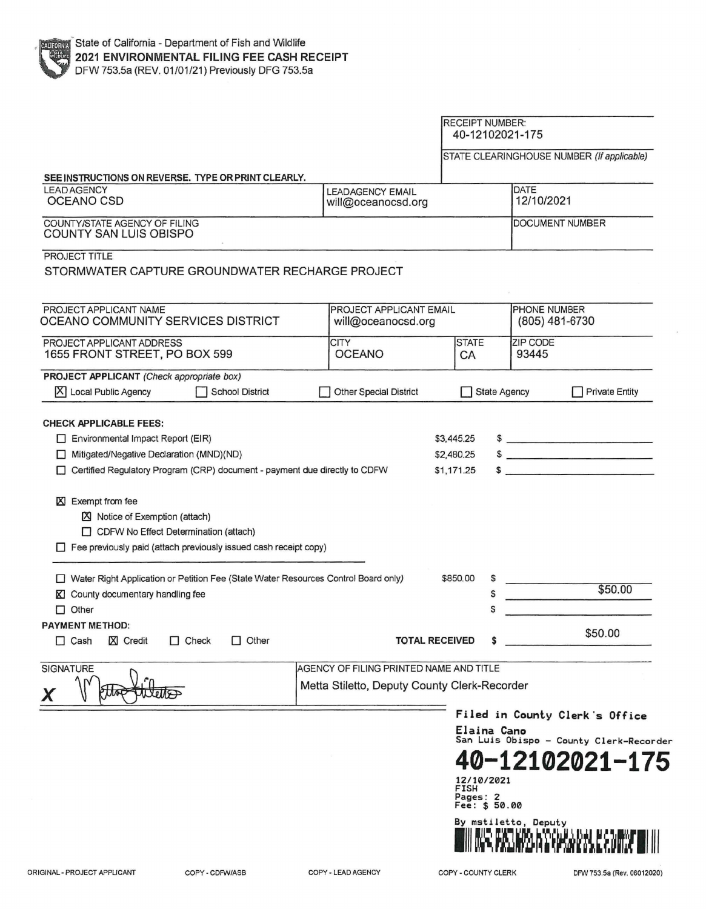State of California - Department of Fish and Wildlife

# 2021 ENVIRONMENTAL FILING FEE CASH RECEIPT

DFW 753.5a (REV. 01/01/21) Previously DFG 753.5a

RECEIPT NUMBER:
40-12102021-175

STATE CLEARINGHOUSE NUMBER *(If applicable)*

**SEE INSTRUCTIONS ON REVERSE. TYPE OR PRINT CLEARLY.**

| LEAD AGENCY | LEADAGENCY EMAIL | DATE |
|---|---|---|
| OCEANO CSD | will@oceanocsd.org | 12/10/2021 |

| COUNTY/STATE AGENCY OF FILING | DOCUMENT NUMBER |
|---|---|
| COUNTY SAN LUIS OBISPO | |

PROJECT TITLE

STORMWATER CAPTURE GROUNDWATER RECHARGE PROJECT

| PROJECT APPLICANT NAME | PROJECT APPLICANT EMAIL | | PHONE NUMBER |
|---|---|---|---|
| OCEANO COMMUNITY SERVICES DISTRICT | will@oceanocsd.org | | (805) 481-6730 |
| **PROJECT APPLICANT ADDRESS** | **CITY** | **STATE** | **ZIP CODE** |
| 1655 FRONT STREET, PO BOX 599 | OCEANO | CA | 93445 |

**PROJECT APPLICANT** *(Check appropriate box)*

[X] Local Public Agency   [ ] School District   [ ] Other Special District   [ ] State Agency   [ ] Private Entity

**CHECK APPLICABLE FEES:**

| | | |
|---|---|---|
| [ ] Environmental Impact Report (EIR) | $3,445.25 | $ |
| [ ] Mitigated/Negative Declaration (MND)(ND) | $2,480.25 | $ |
| [ ] Certified Regulatory Program (CRP) document - payment due directly to CDFW | $1,171.25 | $ |

[X] Exempt from fee
- [X] Notice of Exemption (attach)
- [ ] CDFW No Effect Determination (attach)

[ ] Fee previously paid (attach previously issued cash receipt copy)

| | | |
|---|---|---|
| [ ] Water Right Application or Petition Fee (State Water Resources Control Board only) | $850.00 | $ |
| [X] County documentary handling fee | | $ $50.00 |
| [ ] Other | | $ |

**PAYMENT METHOD:**

[ ] Cash   [X] Credit   [ ] Check   [ ] Other

**TOTAL RECEIVED** $ $50.00

| SIGNATURE | AGENCY OF FILING PRINTED NAME AND TITLE |
|---|---|
| X *(signature)* | Metta Stiletto, Deputy County Clerk-Recorder |

**Filed in County Clerk's Office**
Elaina Cano
San Luis Obispo - County Clerk-Recorder

**40-12102021-175**

12/10/2021
FISH
Pages: 2
Fee: $ 50.00

By mstiletto, Deputy

ORIGINAL - PROJECT APPLICANT   COPY - CDFW/ASB   COPY - LEAD AGENCY   COPY - COUNTY CLERK   DFW 753.5a (Rev. 06012020)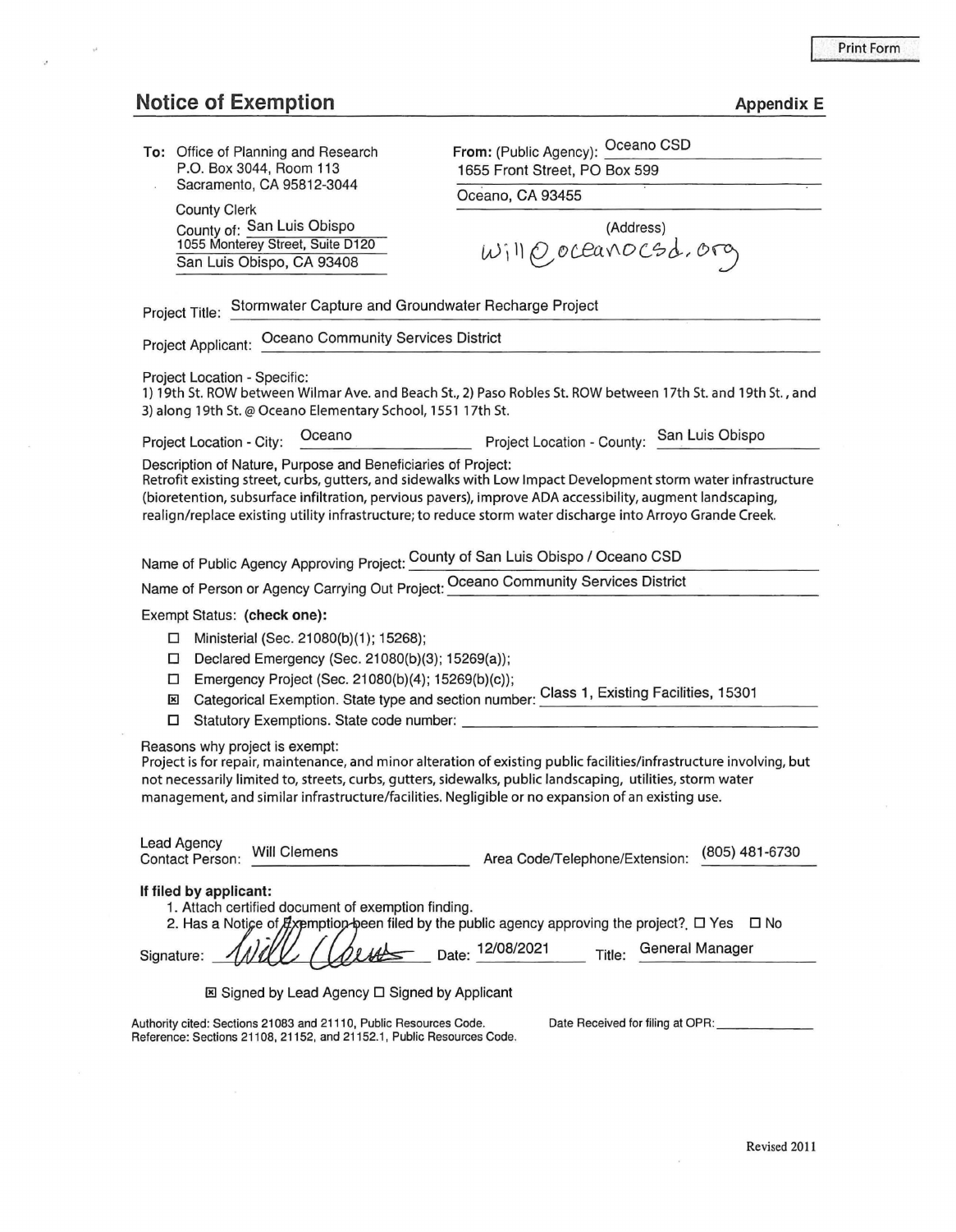# Notice of Exemption

**Appendix E**

**To:** Office of Planning and Research
P.O. Box 3044, Room 113
Sacramento, CA 95812-3044

County Clerk
County of: San Luis Obispo
1055 Monterey Street, Suite D120
San Luis Obispo, CA 93408

**From:** (Public Agency): Oceano CSD
1655 Front Street, PO Box 599
Oceano, CA 93455
(Address)
Will@oceanocsd.org

Project Title: Stormwater Capture and Groundwater Recharge Project

Project Applicant: Oceano Community Services District

Project Location - Specific:
1) 19th St. ROW between Wilmar Ave. and Beach St., 2) Paso Robles St. ROW between 17th St. and 19th St., and 3) along 19th St. @ Oceano Elementary School, 1551 17th St.

Project Location - City: Oceano Project Location - County: San Luis Obispo

Description of Nature, Purpose and Beneficiaries of Project:
Retrofit existing street, curbs, gutters, and sidewalks with Low Impact Development storm water infrastructure (bioretention, subsurface infiltration, pervious pavers), improve ADA accessibility, augment landscaping, realign/replace existing utility infrastructure; to reduce storm water discharge into Arroyo Grande Creek.

Name of Public Agency Approving Project: County of San Luis Obispo / Oceano CSD

Name of Person or Agency Carrying Out Project: Oceano Community Services District

Exempt Status: **(check one):**

- ☐ Ministerial (Sec. 21080(b)(1); 15268);
- ☐ Declared Emergency (Sec. 21080(b)(3); 15269(a));
- ☐ Emergency Project (Sec. 21080(b)(4); 15269(b)(c));
- ☒ Categorical Exemption. State type and section number: Class 1, Existing Facilities, 15301
- ☐ Statutory Exemptions. State code number:

Reasons why project is exempt:
Project is for repair, maintenance, and minor alteration of existing public facilities/infrastructure involving, but not necessarily limited to, streets, curbs, gutters, sidewalks, public landscaping, utilities, storm water management, and similar infrastructure/facilities. Negligible or no expansion of an existing use.

Lead Agency Contact Person: Will Clemens Area Code/Telephone/Extension: (805) 481-6730

**If filed by applicant:**

1. Attach certified document of exemption finding.
2. Has a Notice of Exemption been filed by the public agency approving the project?. ☐ Yes ☐ No

Signature: *Will Clemens* Date: 12/08/2021 Title: General Manager

☒ Signed by Lead Agency ☐ Signed by Applicant

Authority cited: Sections 21083 and 21110, Public Resources Code.
Reference: Sections 21108, 21152, and 21152.1, Public Resources Code.

Date Received for filing at OPR:

Revised 2011